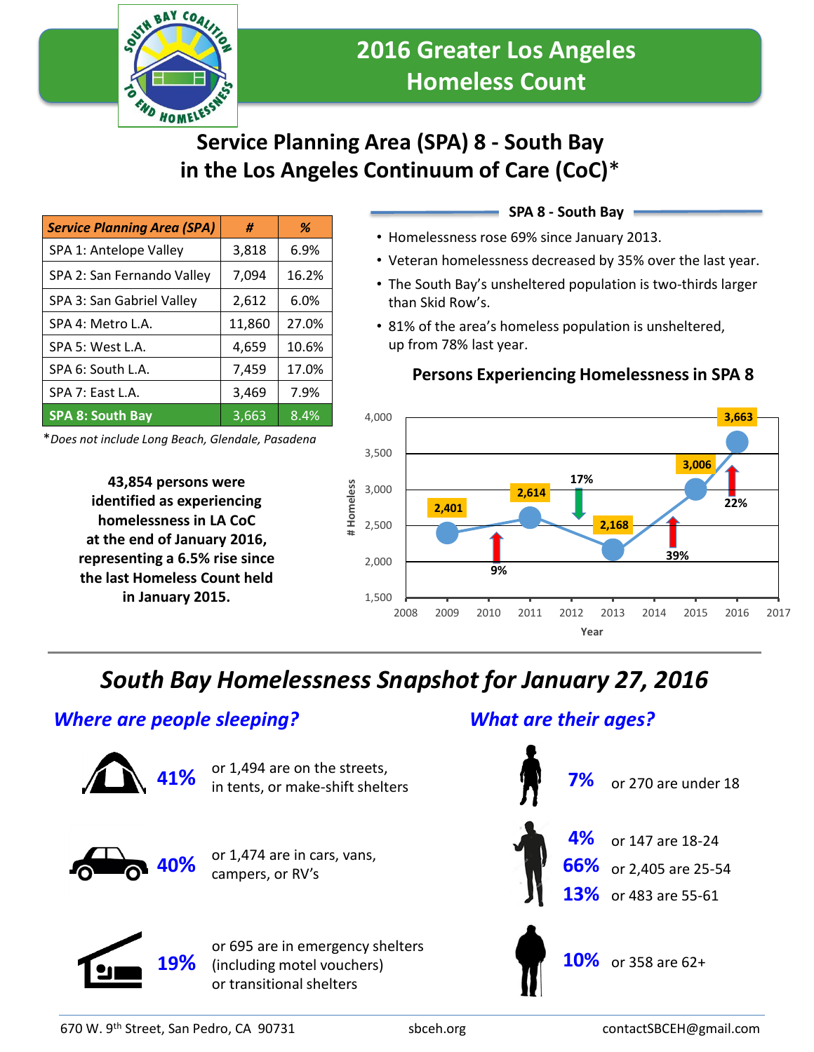# 2016 Greater Los Angeles Homeless Count

## Service Planning Area (SPA) 8 - South Bay in the Los Angeles Continuum of Care (CoC)*

| *Service Planning Area (SPA)* | *#* | *%* |
|---|---|---|
| SPA 1: Antelope Valley | 3,818 | 6.9% |
| SPA 2: San Fernando Valley | 7,094 | 16.2% |
| SPA 3: San Gabriel Valley | 2,612 | 6.0% |
| SPA 4: Metro L.A. | 11,860 | 27.0% |
| SPA 5: West L.A. | 4,659 | 10.6% |
| SPA 6: South L.A. | 7,459 | 17.0% |
| SPA 7: East L.A. | 3,469 | 7.9% |
| **SPA 8: South Bay** | **3,663** | **8.4%** |

**Does not include Long Beach, Glendale, Pasadena*

**43,854 persons were identified as experiencing homelessness in LA CoC at the end of January 2016, representing a 6.5% rise since the last Homeless Count held in January 2015.**

### SPA 8 - South Bay

- Homelessness rose 69% since January 2013.
- Veteran homelessness decreased by 35% over the last year.
- The South Bay's unsheltered population is two-thirds larger than Skid Row's.
- 81% of the area's homeless population is unsheltered, up from 78% last year.

### Persons Experiencing Homelessness in SPA 8

| Year | # Homeless | Change |
|---|---|---|
| 2009 | 2,401 | |
| 2011 | 2,614 | 9% ↑ |
| 2013 | 2,168 | 17% ↓ |
| 2015 | 3,006 | 39% ↑ |
| 2016 | 3,663 | 22% ↑ |

## *South Bay Homelessness Snapshot for January 27, 2016*

### *Where are people sleeping?*

- **41%** or 1,494 are on the streets, in tents, or make-shift shelters
- **40%** or 1,474 are in cars, vans, campers, or RV's
- **19%** or 695 are in emergency shelters (including motel vouchers) or transitional shelters

### *What are their ages?*

- **7%** or 270 are under 18
- **4%** or 147 are 18-24
- **66%** or 2,405 are 25-54
- **13%** or 483 are 55-61
- **10%** or 358 are 62+

670 W. 9th Street, San Pedro, CA 90731 | sbceh.org | contactSBCEH@gmail.com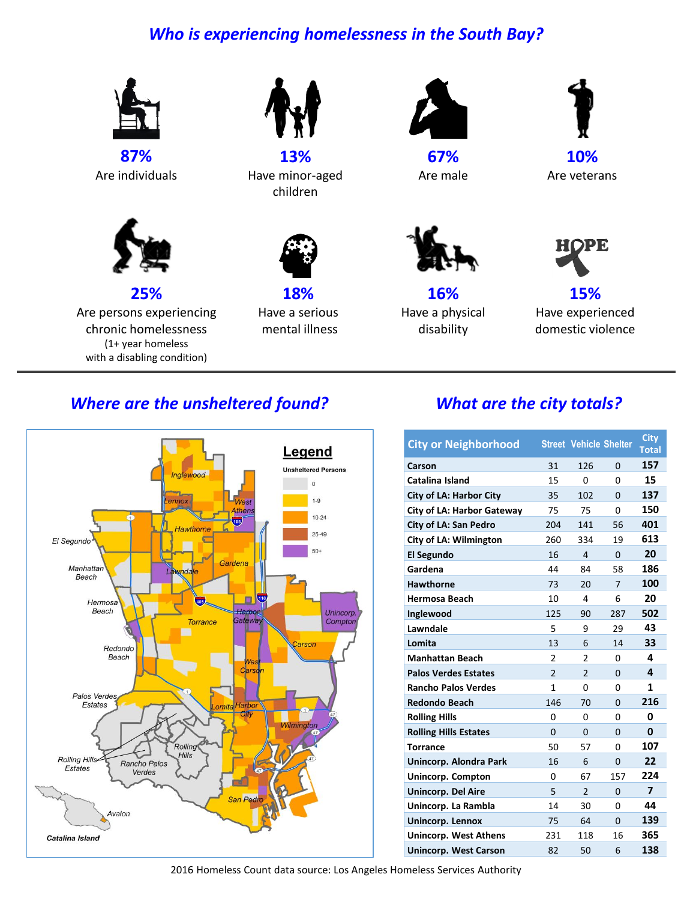## *Who is experiencing homelessness in the South Bay?*

**87%**
Are individuals

**13%**
Have minor-aged children

**67%**
Are male

**10%**
Are veterans

**25%**
Are persons experiencing chronic homelessness
(1+ year homeless with a disabling condition)

**18%**
Have a serious mental illness

**16%**
Have a physical disability

**15%**
Have experienced domestic violence

## *Where are the unsheltered found?*

Legend
Unsheltered Persons
0
1-9
10-24
25-49
50+

Inglewood
Lennox
West Athens
Hawthorne
El Segundo
Manhattan Beach
Lawndale
Gardena
Hermosa Beach
Torrance
Harbor Gateway
Unincorp. Compton
Carson
Redondo Beach
West Carson
Palos Verdes Estates
Lomita
Harbor City
Wilmington
Rolling Hills
Rolling Hills Estates
Rancho Palos Verdes
San Pedro
Avalon
Catalina Island

## *What are the city totals?*

| City or Neighborhood | Street | Vehicle | Shelter | City Total |
|---|---|---|---|---|
| Carson | 31 | 126 | 0 | **157** |
| Catalina Island | 15 | 0 | 0 | **15** |
| City of LA: Harbor City | 35 | 102 | 0 | **137** |
| City of LA: Harbor Gateway | 75 | 75 | 0 | **150** |
| City of LA: San Pedro | 204 | 141 | 56 | **401** |
| City of LA: Wilmington | 260 | 334 | 19 | **613** |
| El Segundo | 16 | 4 | 0 | **20** |
| Gardena | 44 | 84 | 58 | **186** |
| Hawthorne | 73 | 20 | 7 | **100** |
| Hermosa Beach | 10 | 4 | 6 | **20** |
| Inglewood | 125 | 90 | 287 | **502** |
| Lawndale | 5 | 9 | 29 | **43** |
| Lomita | 13 | 6 | 14 | **33** |
| Manhattan Beach | 2 | 2 | 0 | **4** |
| Palos Verdes Estates | 2 | 2 | 0 | **4** |
| Rancho Palos Verdes | 1 | 0 | 0 | **1** |
| Redondo Beach | 146 | 70 | 0 | **216** |
| Rolling Hills | 0 | 0 | 0 | **0** |
| Rolling Hills Estates | 0 | 0 | 0 | **0** |
| Torrance | 50 | 57 | 0 | **107** |
| Unincorp. Alondra Park | 16 | 6 | 0 | **22** |
| Unincorp. Compton | 0 | 67 | 157 | **224** |
| Unincorp. Del Aire | 5 | 2 | 0 | **7** |
| Unincorp. La Rambla | 14 | 30 | 0 | **44** |
| Unincorp. Lennox | 75 | 64 | 0 | **139** |
| Unincorp. West Athens | 231 | 118 | 16 | **365** |
| Unincorp. West Carson | 82 | 50 | 6 | **138** |

2016 Homeless Count data source: Los Angeles Homeless Services Authority